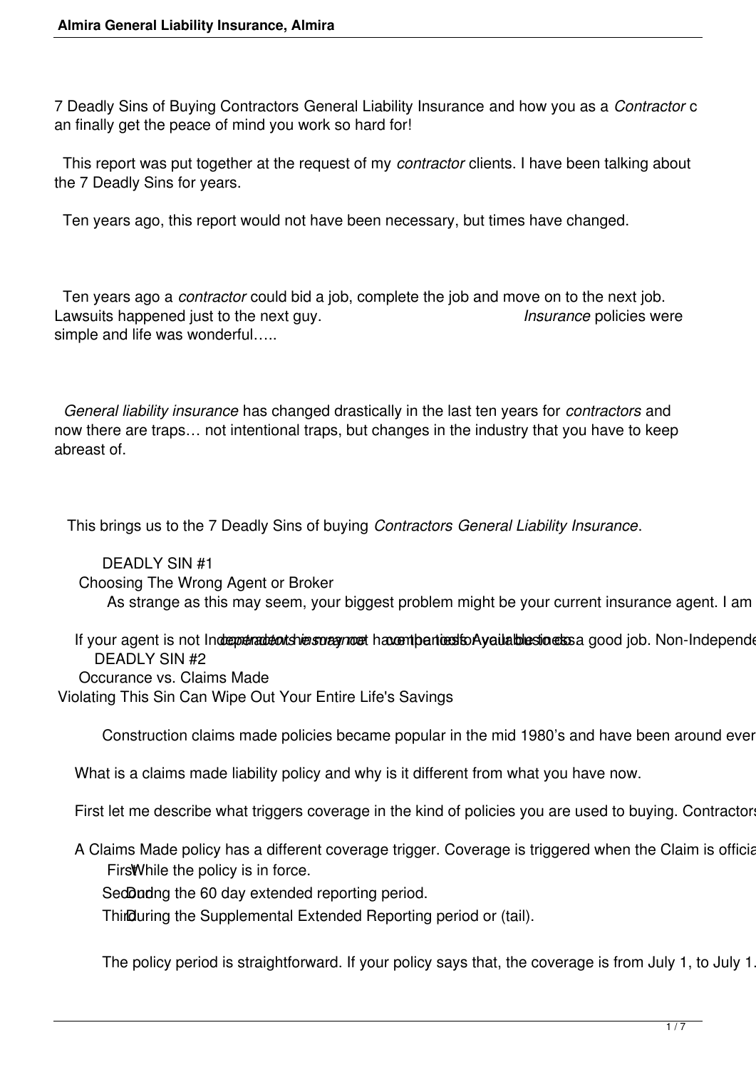7 Deadly Sins of Buying Contractors General Liability Insurance and how you as a *Contractor* can finally get the peace of mind you work so hard for!

This report was put together at the request of my *contractor* clients. I have been talking about the 7 Deadly Sins for years.

Ten years ago, this report would not have been necessary, but times have changed.

Ten years ago a *contractor* could bid a job, complete the job and move on to the next job. Lawsuits happened just to the next guy. *Insurance* policies were simple and life was wonderful…..

*General liability insurance* has changed drastically in the last ten years for *contractors* and now there are traps… not intentional traps, but changes in the industry that you have to keep abreast of.

This brings us to the 7 Deadly Sins of buying *Contractors General Liability Insurance*.

DEADLY SIN #1

Choosing The Wrong Agent or Broker

As strange as this may seem, your biggest problem might be your current insurance agent. I am

If your agent is not Independent he may not have the tools Available to do a good job. Non-Independe *contractors insurance* companies for your business

DEADLY SIN #2

Occurance vs. Claims Made

Violating This Sin Can Wipe Out Your Entire Life's Savings

Construction claims made policies became popular in the mid 1980's and have been around ever

What is a claims made liability policy and why is it different from what you have now.

First let me describe what triggers coverage in the kind of policies you are used to buying. Contractors

A Claims Made policy has a different coverage trigger. Coverage is triggered when the Claim is officia

First While the policy is in force.

Second During the 60 day extended reporting period.

Third During the Supplemental Extended Reporting period or (tail).

The policy period is straightforward. If your policy says that, the coverage is from July 1, to July 1.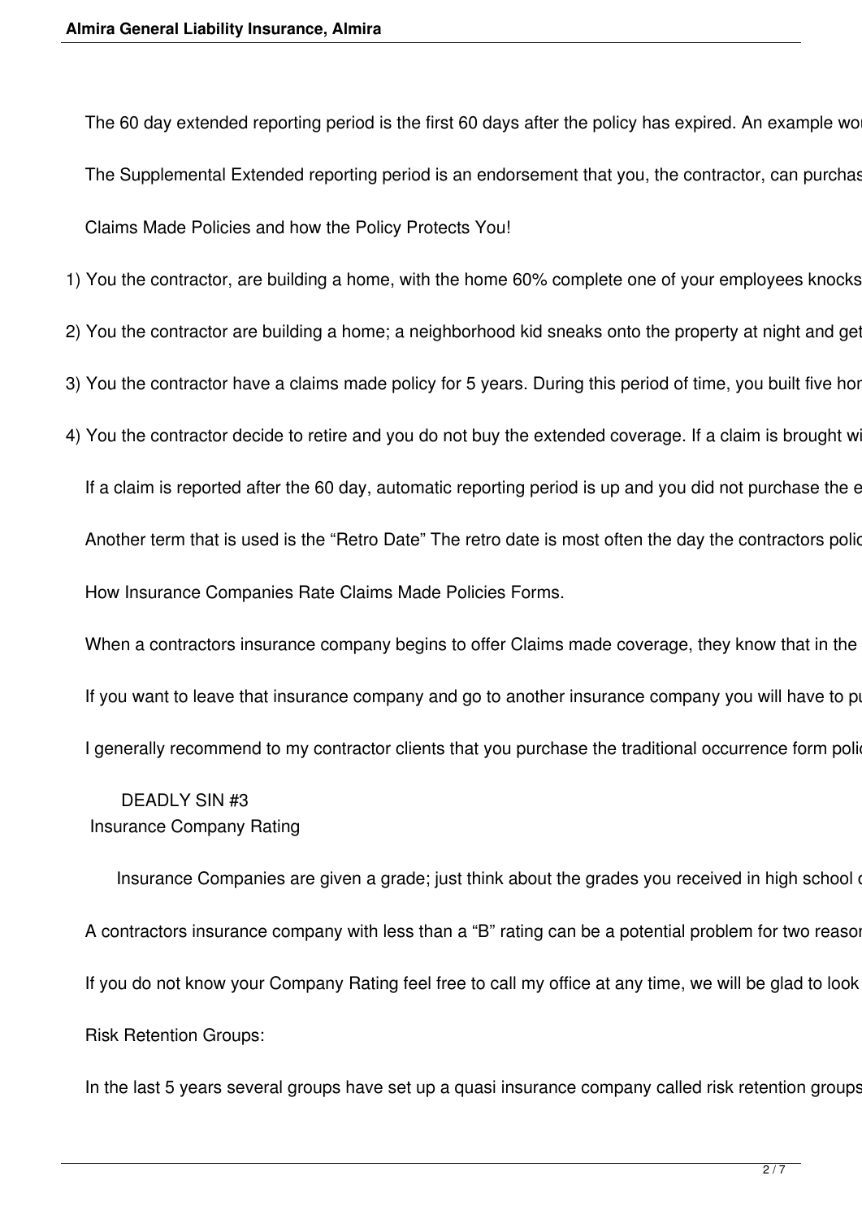The 60 day extended reporting period is the first 60 days after the policy has expired. An example wou

The Supplemental Extended reporting period is an endorsement that you, the contractor, can purchas

Claims Made Policies and how the Policy Protects You!

1) You the contractor, are building a home, with the home 60% complete one of your employees knocks

2) You the contractor are building a home; a neighborhood kid sneaks onto the property at night and get

3) You the contractor have a claims made policy for 5 years. During this period of time, you built five hor

4) You the contractor decide to retire and you do not buy the extended coverage. If a claim is brought wi

If a claim is reported after the 60 day, automatic reporting period is up and you did not purchase the e

Another term that is used is the "Retro Date" The retro date is most often the day the contractors polic

How Insurance Companies Rate Claims Made Policies Forms.

When a contractors insurance company begins to offer Claims made coverage, they know that in the

If you want to leave that insurance company and go to another insurance company you will have to pu

I generally recommend to my contractor clients that you purchase the traditional occurrence form polic

DEADLY SIN #3

Insurance Company Rating

Insurance Companies are given a grade; just think about the grades you received in high school c

A contractors insurance company with less than a "B" rating can be a potential problem for two reasor

If you do not know your Company Rating feel free to call my office at any time, we will be glad to look

Risk Retention Groups:

In the last 5 years several groups have set up a quasi insurance company called risk retention groups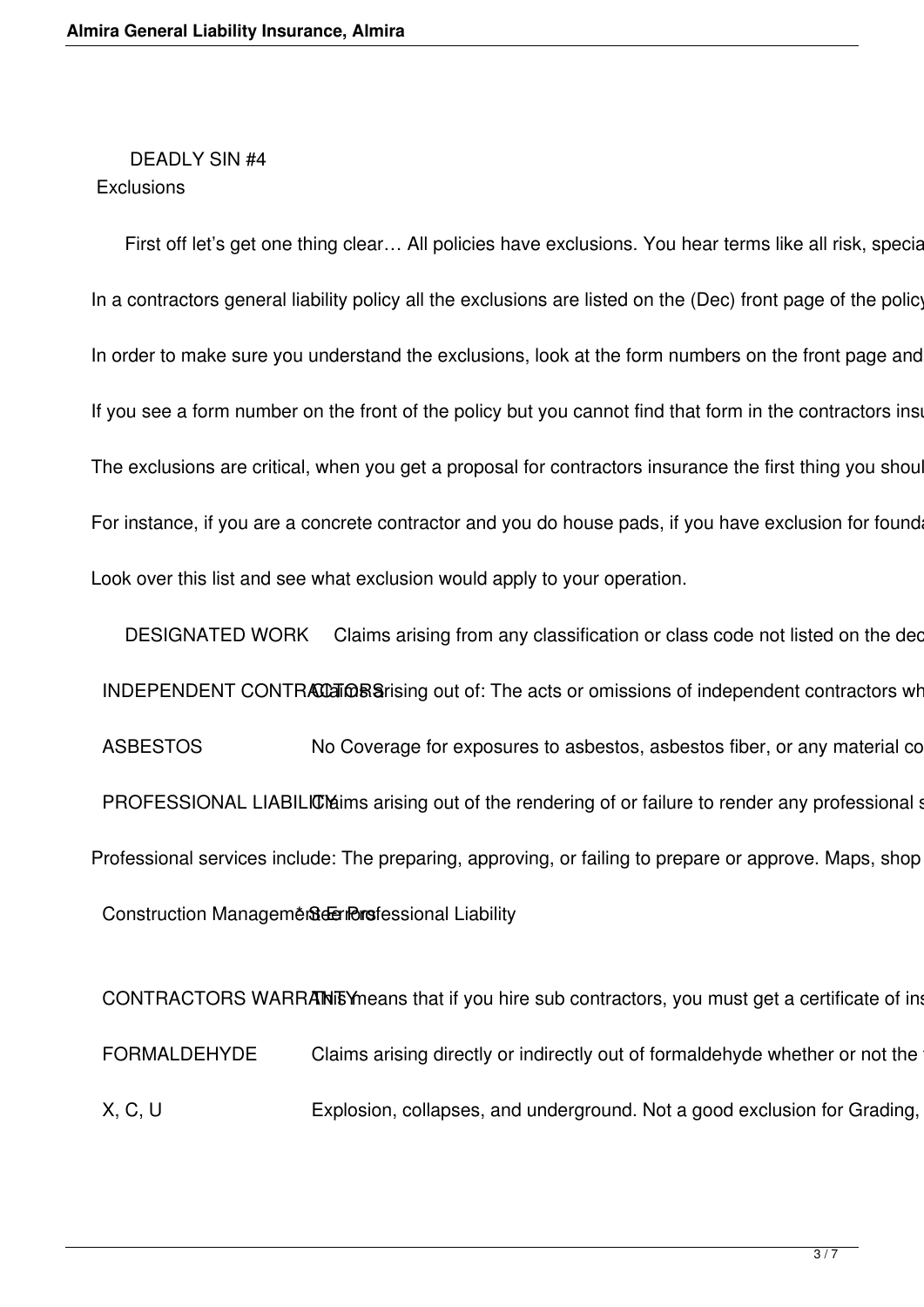## DEADLY SIN #4

### Exclusions

First off let's get one thing clear… All policies have exclusions. You hear terms like all risk, specia

In a contractors general liability policy all the exclusions are listed on the (Dec) front page of the policy

In order to make sure you understand the exclusions, look at the form numbers on the front page and

If you see a form number on the front of the policy but you cannot find that form in the contractors insu

The exclusions are critical, when you get a proposal for contractors insurance the first thing you shoul

For instance, if you are a concrete contractor and you do house pads, if you have exclusion for founda

Look over this list and see what exclusion would apply to your operation.

| | |
|---|---|
| DESIGNATED WORK | Claims arising from any classification or class code not listed on the dec |
| INDEPENDENT CONTRACTORS | Claims arising out of: The acts or omissions of independent contractors wh |
| ASBESTOS | No Coverage for exposures to asbestos, asbestos fiber, or any material co |
| PROFESSIONAL LIABILITY | Claims arising out of the rendering of or failure to render any professional s |

Professional services include: The preparing, approving, or failing to prepare or approve. Maps, shop

| | |
|---|---|
| Construction Management Errors | * See Professional Liability |
| CONTRACTORS WARRANTY | This means that if you hire sub contractors, you must get a certificate of ins |
| FORMALDEHYDE | Claims arising directly or indirectly out of formaldehyde whether or not the |
| X, C, U | Explosion, collapses, and underground. Not a good exclusion for Grading, |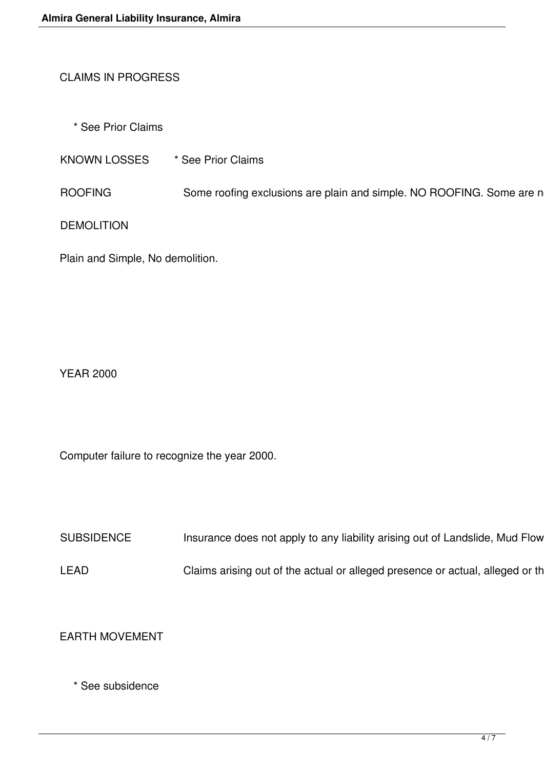CLAIMS IN PROGRESS

* See Prior Claims

KNOWN LOSSES * See Prior Claims

ROOFING Some roofing exclusions are plain and simple. NO ROOFING. Some are n

DEMOLITION

Plain and Simple, No demolition.

YEAR 2000

Computer failure to recognize the year 2000.

SUBSIDENCE Insurance does not apply to any liability arising out of Landslide, Mud Flow

LEAD Claims arising out of the actual or alleged presence or actual, alleged or th

EARTH MOVEMENT

* See subsidence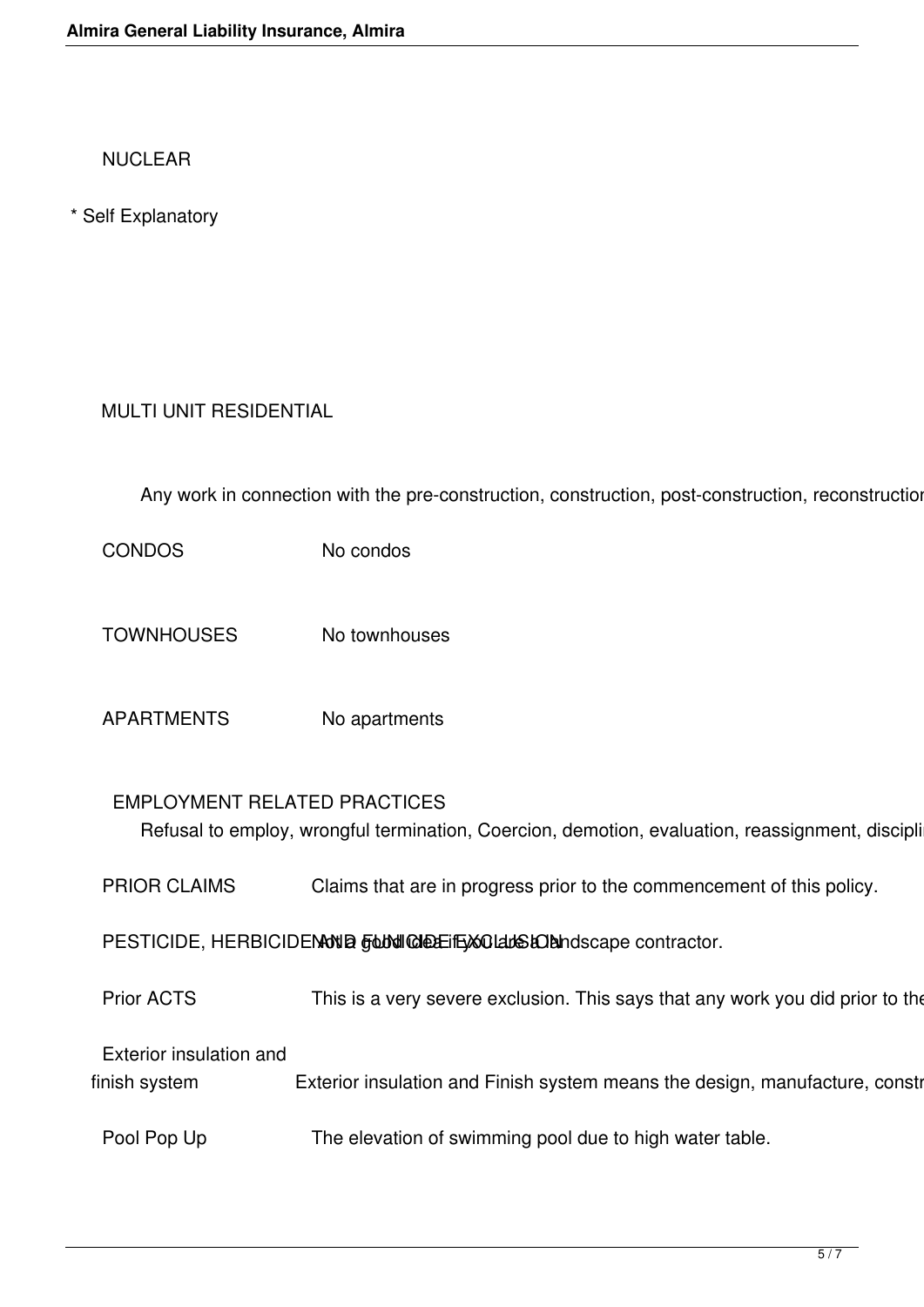NUCLEAR

* Self Explanatory

MULTI UNIT RESIDENTIAL

Any work in connection with the pre-construction, construction, post-construction, reconstruction

| | |
|---|---|
| CONDOS | No condos |
| TOWNHOUSES | No townhouses |
| APARTMENTS | No apartments |

EMPLOYMENT RELATED PRACTICES

Refusal to employ, wrongful termination, Coercion, demotion, evaluation, reassignment, discipli

| | |
|---|---|
| PRIOR CLAIMS | Claims that are in progress prior to the commencement of this policy. |
| PESTICIDE, HERBICIDE AND FUNGICIDE EXCLUSION | Not a good idea if you are a landscape contractor. |
| Prior ACTS | This is a very severe exclusion. This says that any work you did prior to the |
| Exterior insulation and finish system | Exterior insulation and Finish system means the design, manufacture, constr |
| Pool Pop Up | The elevation of swimming pool due to high water table. |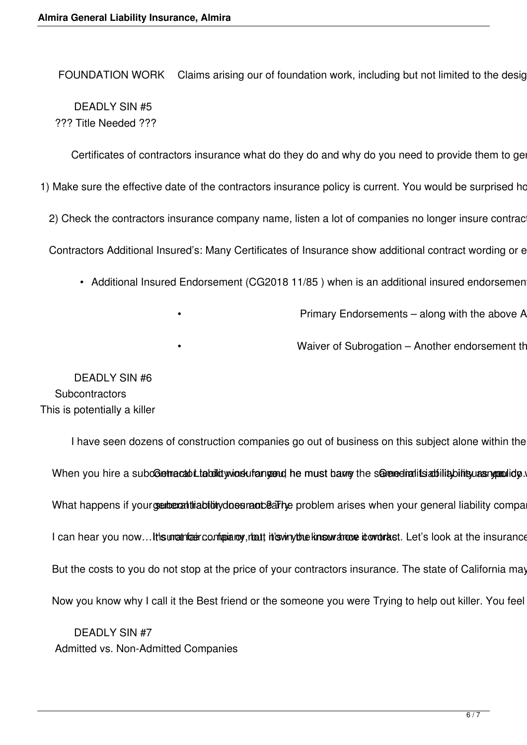FOUNDATION WORK Claims arising our of foundation work, including but not limited to the desig

DEADLY SIN #5

??? Title Needed ???

Certificates of contractors insurance what do they do and why do you need to provide them to ger

1) Make sure the effective date of the contractors insurance policy is current. You would be surprised ho

2) Check the contractors insurance company name, listen a lot of companies no longer insure contract

Contractors Additional Insured's: Many Certificates of Insurance show additional contract wording or e

- Additional Insured Endorsement (CG2018 11/85 ) when is an additional insured endorsemen
- Primary Endorsements – along with the above A
- Waiver of Subrogation – Another endorsement th

DEADLY SIN #6

Subcontractors

This is potentially a killer

I have seen dozens of construction companies go out of business on this subject alone within the

When you hire a subcontractor to do work for you, he must carry the same limits of liability as you do. General Liability insurance General Liability insurance policy.

What happens if your subcontractor does not carry general liability insurance? The problem arises when your general liability compan

I can hear you now… It's not fair, it's my money, but it's in the insurance contract. Let's look at the insurance company, not fair to me, but it's in the insurance contract.

But the costs to you do not stop at the price of your contractors insurance. The state of California may

Now you know why I call it the Best friend or the someone you were Trying to help out killer. You feel

DEADLY SIN #7

Admitted vs. Non-Admitted Companies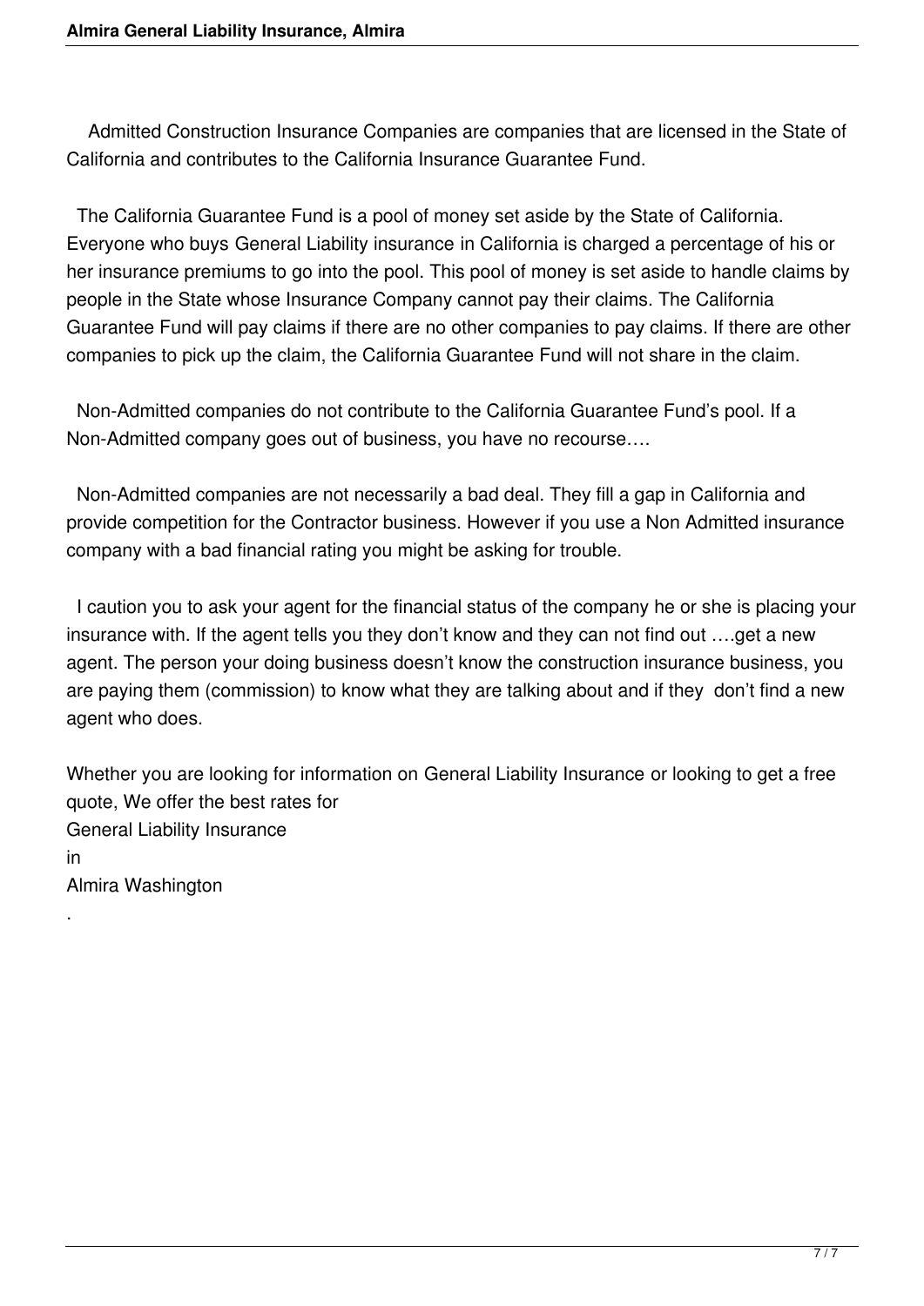Admitted Construction Insurance Companies are companies that are licensed in the State of California and contributes to the California Insurance Guarantee Fund.

The California Guarantee Fund is a pool of money set aside by the State of California. Everyone who buys General Liability insurance in California is charged a percentage of his or her insurance premiums to go into the pool. This pool of money is set aside to handle claims by people in the State whose Insurance Company cannot pay their claims. The California Guarantee Fund will pay claims if there are no other companies to pay claims. If there are other companies to pick up the claim, the California Guarantee Fund will not share in the claim.

Non-Admitted companies do not contribute to the California Guarantee Fund's pool. If a Non-Admitted company goes out of business, you have no recourse….

Non-Admitted companies are not necessarily a bad deal. They fill a gap in California and provide competition for the Contractor business. However if you use a Non Admitted insurance company with a bad financial rating you might be asking for trouble.

I caution you to ask your agent for the financial status of the company he or she is placing your insurance with. If the agent tells you they don't know and they can not find out ….get a new agent. The person your doing business doesn't know the construction insurance business, you are paying them (commission) to know what they are talking about and if they don't find a new agent who does.

Whether you are looking for information on General Liability Insurance or looking to get a free quote, We offer the best rates for General Liability Insurance in Almira Washington.